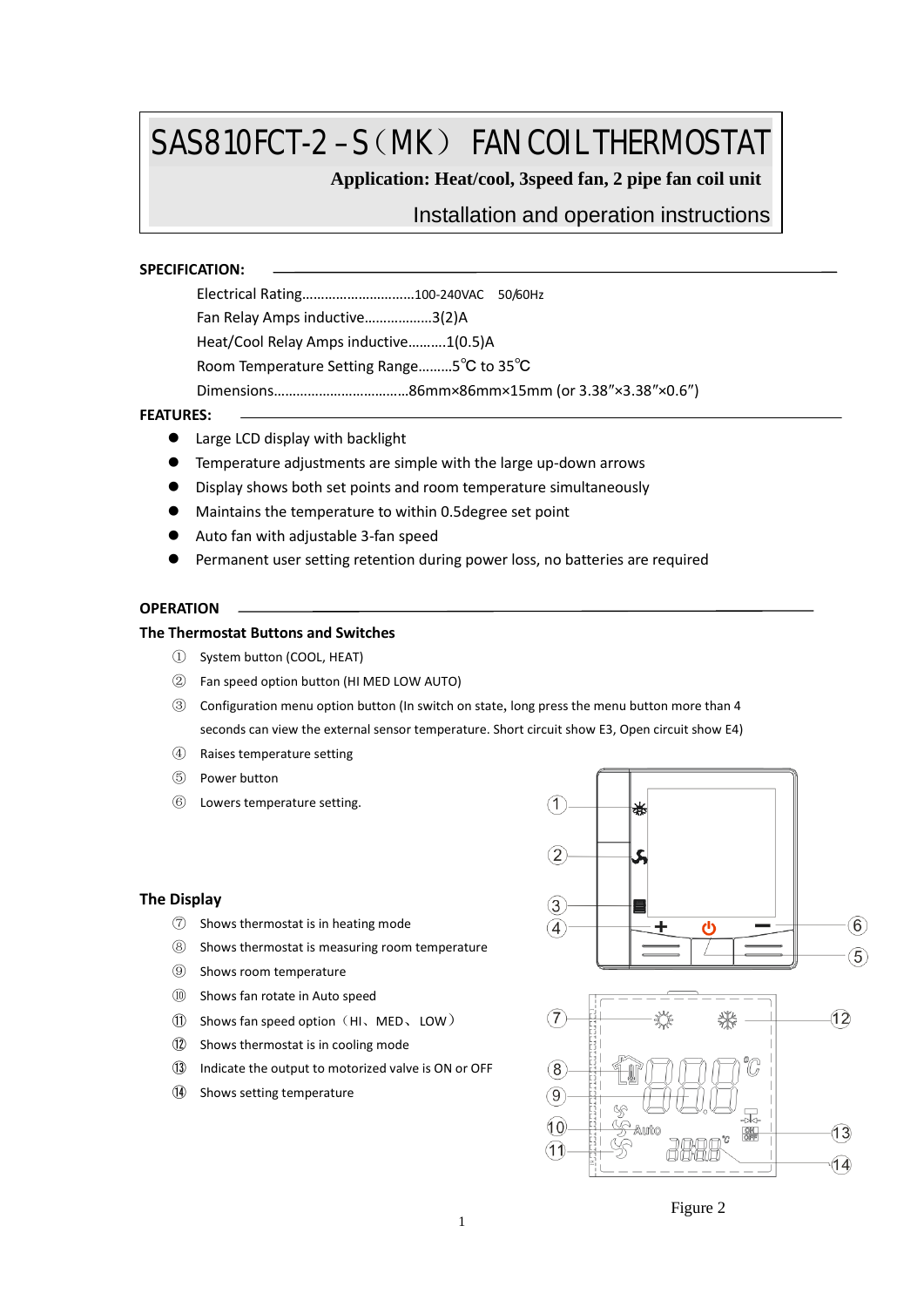# SAS810FCT-2－S（MK） FAN COIL THERMOSTAT

**Application: Heat/cool, 3speed fan, 2 pipe fan coil unit**

Installation and operation instructions

## SPECIFICATION:

Electrical Rating..............................100-240VAC 50/60Hz

Fan Relay Amps inductive..................3(2)A

Heat/Cool Relay Amps inductive..........1(0.5)A

Room Temperature Setting Range.........5℃ to 35℃

Dimensions...................................86mm×86mm×15mm (or 3.38″×3.38″×0.6″)

## FEATURES:

- Large LCD display with backlight
- Temperature adjustments are simple with the large up-down arrows
- Display shows both set points and room temperature simultaneously
- Maintains the temperature to within 0.5degree set point
- Auto fan with adjustable 3-fan speed
- Permanent user setting retention during power loss, no batteries are required

## OPERATION

### The Thermostat Buttons and Switches

① System button (COOL, HEAT)

② Fan speed option button (HI MED LOW AUTO)

③ Configuration menu option button (In switch on state, long press the menu button more than 4 seconds can view the external sensor temperature. Short circuit show E3, Open circuit show E4)

④ Raises temperature setting

⑤ Power button

⑥ Lowers temperature setting.

### The Display

⑦ Shows thermostat is in heating mode

⑧ Shows thermostat is measuring room temperature

⑨ Shows room temperature

⑩ Shows fan rotate in Auto speed

⑪ Shows fan speed option（HI、MED、LOW）

⑫ Shows thermostat is in cooling mode

⑬ Indicate the output to motorized valve is ON or OFF

⑭ Shows setting temperature

Figure 2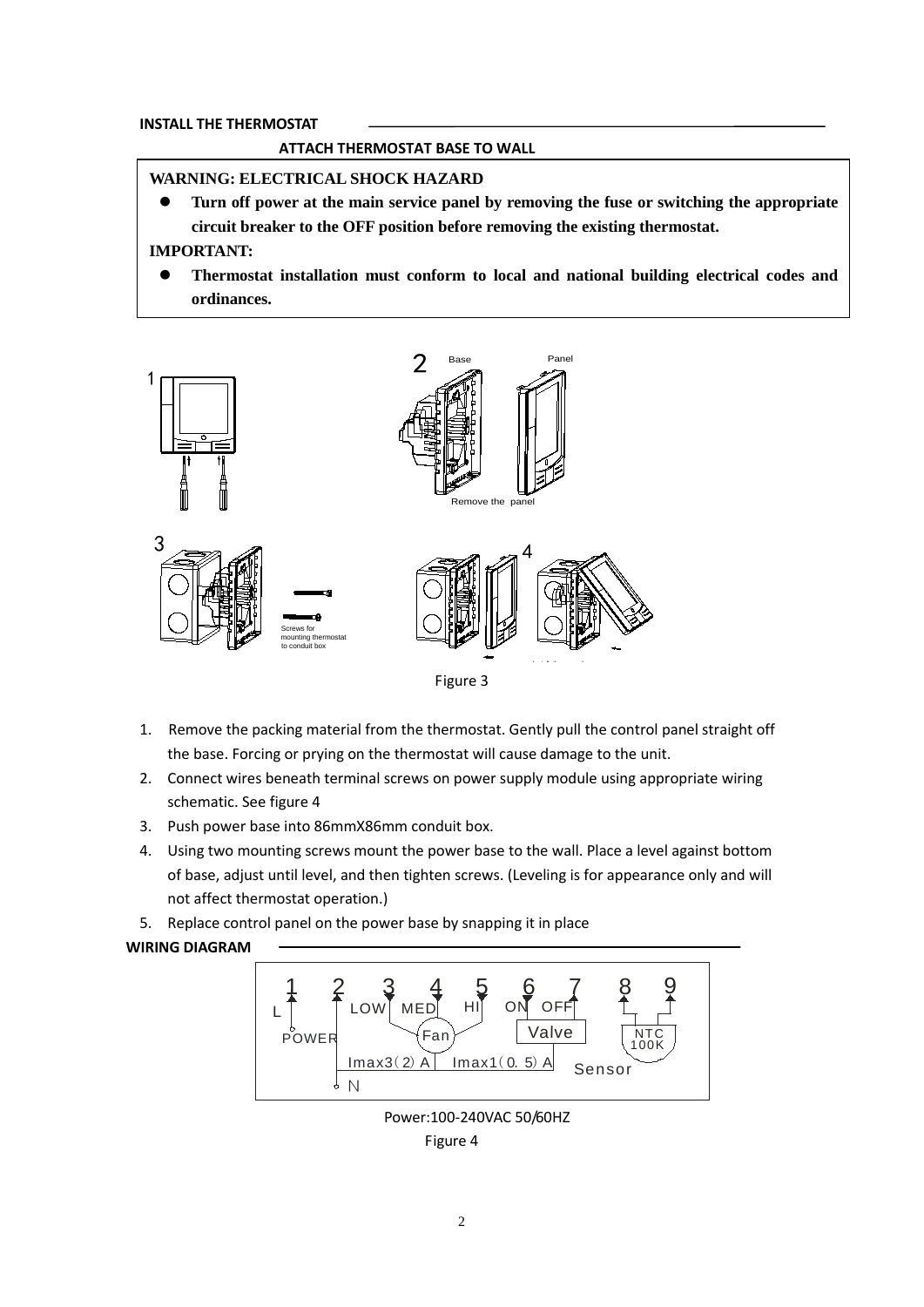## INSTALL THE THERMOSTAT

### ATTACH THERMOSTAT BASE TO WALL

**WARNING: ELECTRICAL SHOCK HAZARD**

- **Turn off power at the main service panel by removing the fuse or switching the appropriate circuit breaker to the OFF position before removing the existing thermostat.**

**IMPORTANT:**

- **Thermostat installation must conform to local and national building electrical codes and ordinances.**

Figure 3

1. Remove the packing material from the thermostat. Gently pull the control panel straight off the base. Forcing or prying on the thermostat will cause damage to the unit.
2. Connect wires beneath terminal screws on power supply module using appropriate wiring schematic. See figure 4
3. Push power base into 86mmX86mm conduit box.
4. Using two mounting screws mount the power base to the wall. Place a level against bottom of base, adjust until level, and then tighten screws. (Leveling is for appearance only and will not affect thermostat operation.)
5. Replace control panel on the power base by snapping it in place

## WIRING DIAGRAM

Power:100-240VAC 50/60HZ

Figure 4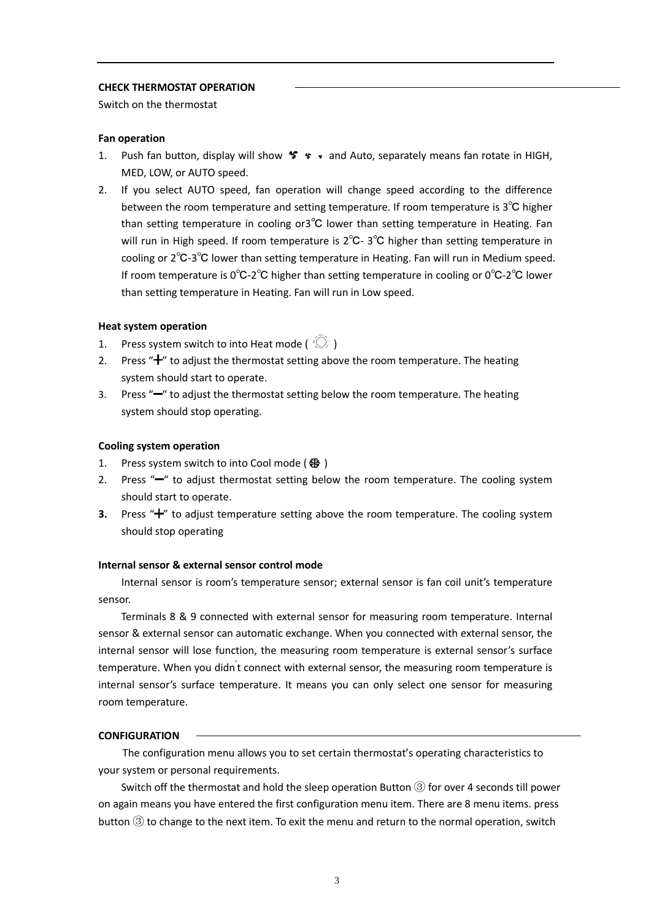**CHECK THERMOSTAT OPERATION**

Switch on the thermostat

**Fan operation**

1. Push fan button, display will show and Auto, separately means fan rotate in HIGH, MED, LOW, or AUTO speed.
2. If you select AUTO speed, fan operation will change speed according to the difference between the room temperature and setting temperature. If room temperature is 3℃ higher than setting temperature in cooling or3℃ lower than setting temperature in Heating. Fan will run in High speed. If room temperature is 2℃- 3℃ higher than setting temperature in cooling or 2℃-3℃ lower than setting temperature in Heating. Fan will run in Medium speed. If room temperature is 0℃-2℃ higher than setting temperature in cooling or 0℃-2℃ lower than setting temperature in Heating. Fan will run in Low speed.

**Heat system operation**

1. Press system switch to into Heat mode ( )
2. Press "+" to adjust the thermostat setting above the room temperature. The heating system should start to operate.
3. Press "−" to adjust the thermostat setting below the room temperature. The heating system should stop operating.

**Cooling system operation**

1. Press system switch to into Cool mode ( )
2. Press "−" to adjust thermostat setting below the room temperature. The cooling system should start to operate.
3. Press "+" to adjust temperature setting above the room temperature. The cooling system should stop operating

**Internal sensor & external sensor control mode**

Internal sensor is room's temperature sensor; external sensor is fan coil unit's temperature sensor.

Terminals 8 & 9 connected with external sensor for measuring room temperature. Internal sensor & external sensor can automatic exchange. When you connected with external sensor, the internal sensor will lose function, the measuring room temperature is external sensor's surface temperature. When you didn't connect with external sensor, the measuring room temperature is internal sensor's surface temperature. It means you can only select one sensor for measuring room temperature.

**CONFIGURATION**

The configuration menu allows you to set certain thermostat's operating characteristics to your system or personal requirements.

Switch off the thermostat and hold the sleep operation Button ③ for over 4 seconds till power on again means you have entered the first configuration menu item. There are 8 menu items. press button ③ to change to the next item. To exit the menu and return to the normal operation, switch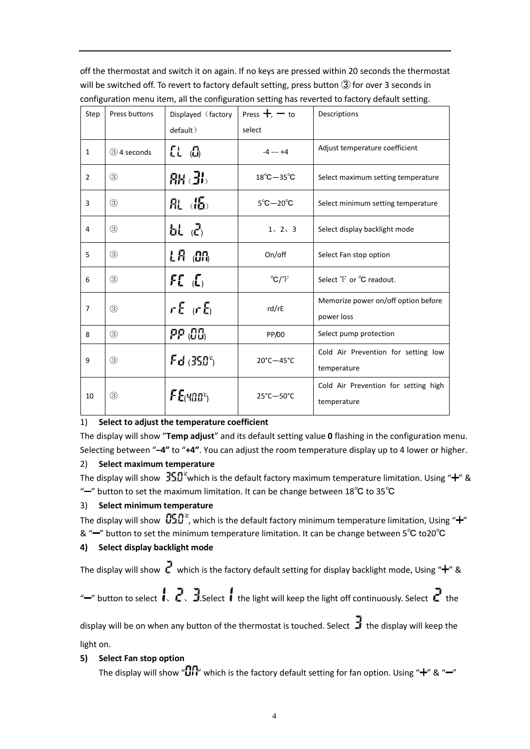off the thermostat and switch it on again. If no keys are pressed within 20 seconds the thermostat will be switched off. To revert to factory default setting, press button ③ for over 3 seconds in configuration menu item, all the configuration setting has reverted to factory default setting.

| Step | Press buttons | Displayed（factory default） | Press +, − to select | Descriptions |
|---|---|---|---|---|
| 1 | ③ 4 seconds | CL (0) | -4 --- +4 | Adjust temperature coefficient |
| 2 | ③ | AH (35) | 18℃—35℃ | Select maximum setting temperature |
| 3 | ③ | AL (05) | 5℃—20℃ | Select minimum setting temperature |
| 4 | ③ | bL (2) | 1、2、3 | Select display backlight mode |
| 5 | ③ | LA (ON) | On/off | Select Fan stop option |
| 6 | ③ | FC (C) | ℃/℉ | Select ℉ or ℃ readout. |
| 7 | ③ | rE (rE) | rd/rE | Memorize power on/off option before power loss |
| 8 | ③ | PP (00) | PP/00 | Select pump protection |
| 9 | ③ | Fd (35.0℃) | 20°C—45°C | Cold Air Prevention for setting low temperature |
| 10 | ③ | FE(40.0℃) | 25°C—50°C | Cold Air Prevention for setting high temperature |

1) **Select to adjust the temperature coefficient**

The display will show "**Temp adjust**" and its default setting value **0** flashing in the configuration menu. Selecting between "**–4"** to "**+4"**. You can adjust the room temperature display up to 4 lower or higher.

2) **Select maximum temperature**

The display will show 35.0℃ which is the default factory maximum temperature limitation. Using "+" & "−" button to set the maximum limitation. It can be change between 18℃ to 35℃

3) **Select minimum temperature**

The display will show 05.0℃, which is the default factory minimum temperature limitation, Using "+" & "−" button to set the minimum temperature limitation. It can be change between 5℃ to20℃

**4) Select display backlight mode**

The display will show 2 which is the factory default setting for display backlight mode, Using "+" & "−" button to select 1、2、3.Select 1 the light will keep the light off continuously. Select 2 the display will be on when any button of the thermostat is touched. Select 3 the display will keep the light on.

**5) Select Fan stop option**

The display will show "ON" which is the factory default setting for fan option. Using "+" & "−"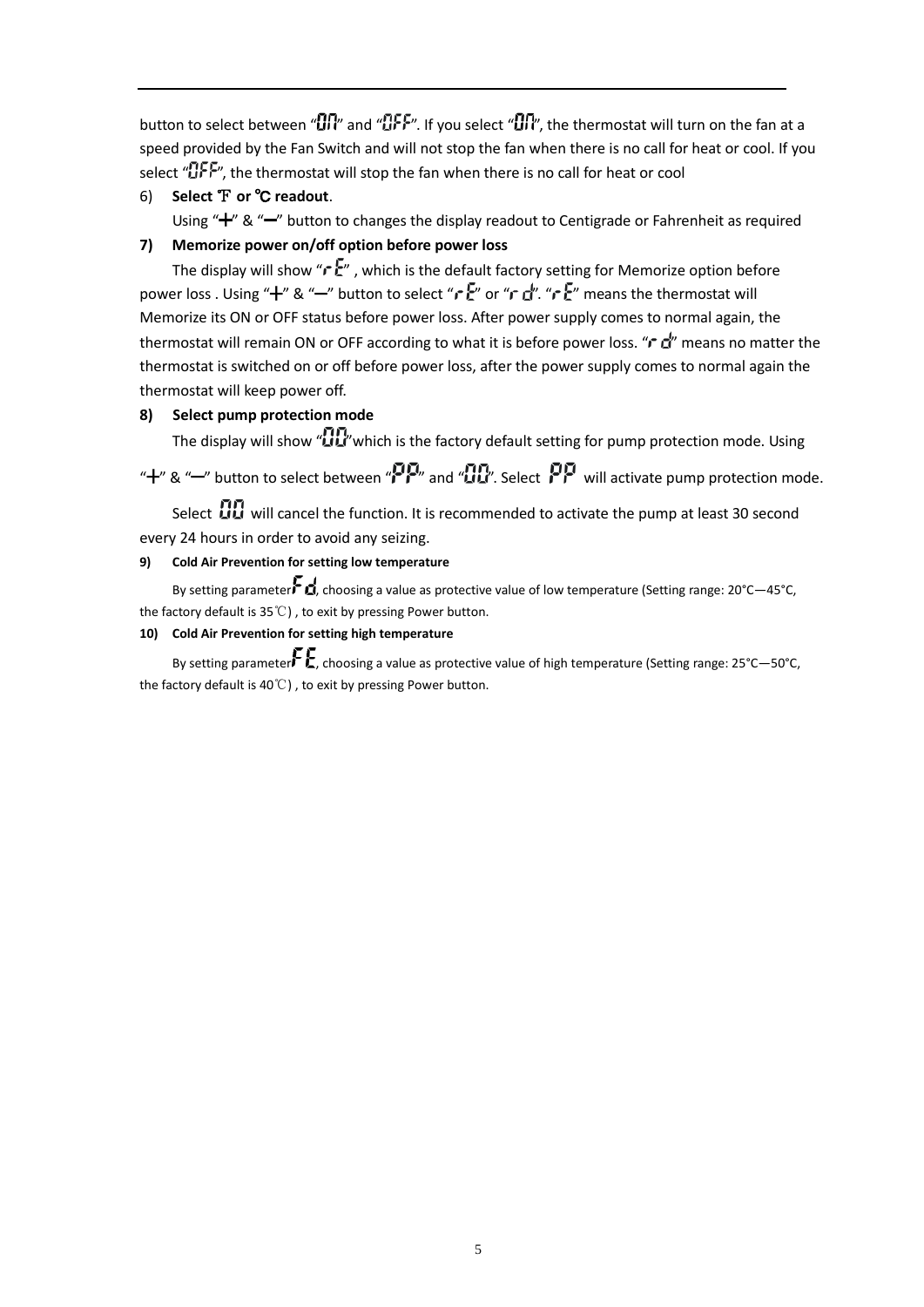button to select between "ON" and "OFF". If you select "ON", the thermostat will turn on the fan at a speed provided by the Fan Switch and will not stop the fan when there is no call for heat or cool. If you select "OFF", the thermostat will stop the fan when there is no call for heat or cool

6) **Select ℉ or ℃ readout**.

Using "+" & "—" button to changes the display readout to Centigrade or Fahrenheit as required

**7) Memorize power on/off option before power loss**

The display will show "rE" , which is the default factory setting for Memorize option before power loss . Using "+" & "—" button to select "rE" or "rd". "rE" means the thermostat will Memorize its ON or OFF status before power loss. After power supply comes to normal again, the thermostat will remain ON or OFF according to what it is before power loss. "rd" means no matter the thermostat is switched on or off before power loss, after the power supply comes to normal again the thermostat will keep power off.

**8) Select pump protection mode**

The display will show "00"which is the factory default setting for pump protection mode. Using "+" & "—" button to select between "PP" and "00". Select PP will activate pump protection mode.

Select 00 will cancel the function. It is recommended to activate the pump at least 30 second every 24 hours in order to avoid any seizing.

**9) Cold Air Prevention for setting low temperature**

By setting parameter Fd, choosing a value as protective value of low temperature (Setting range: 20°C—45°C, the factory default is 35℃) , to exit by pressing Power button.

**10) Cold Air Prevention for setting high temperature**

By setting parameter FE, choosing a value as protective value of high temperature (Setting range: 25°C—50°C, the factory default is 40℃) , to exit by pressing Power button.